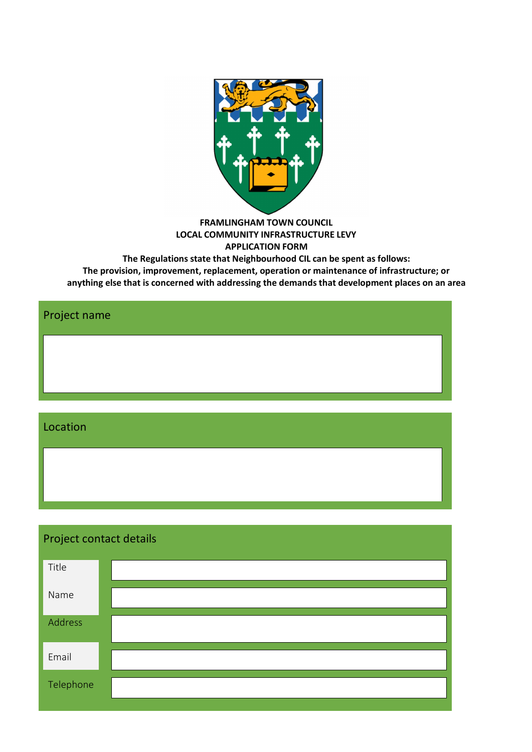**FRAMLINGHAM TOWN COUNCIL**
**LOCAL COMMUNITY INFRASTRUCTURE LEVY**
**APPLICATION FORM**

**The Regulations state that Neighbourhood CIL can be spent as follows:**
**The provision, improvement, replacement, operation or maintenance of infrastructure; or anything else that is concerned with addressing the demands that development places on an area**

## Project name

## Location

## Project contact details

| | |
|---|---|
| Title | |
| Name | |
| Address | |
| Email | |
| Telephone | |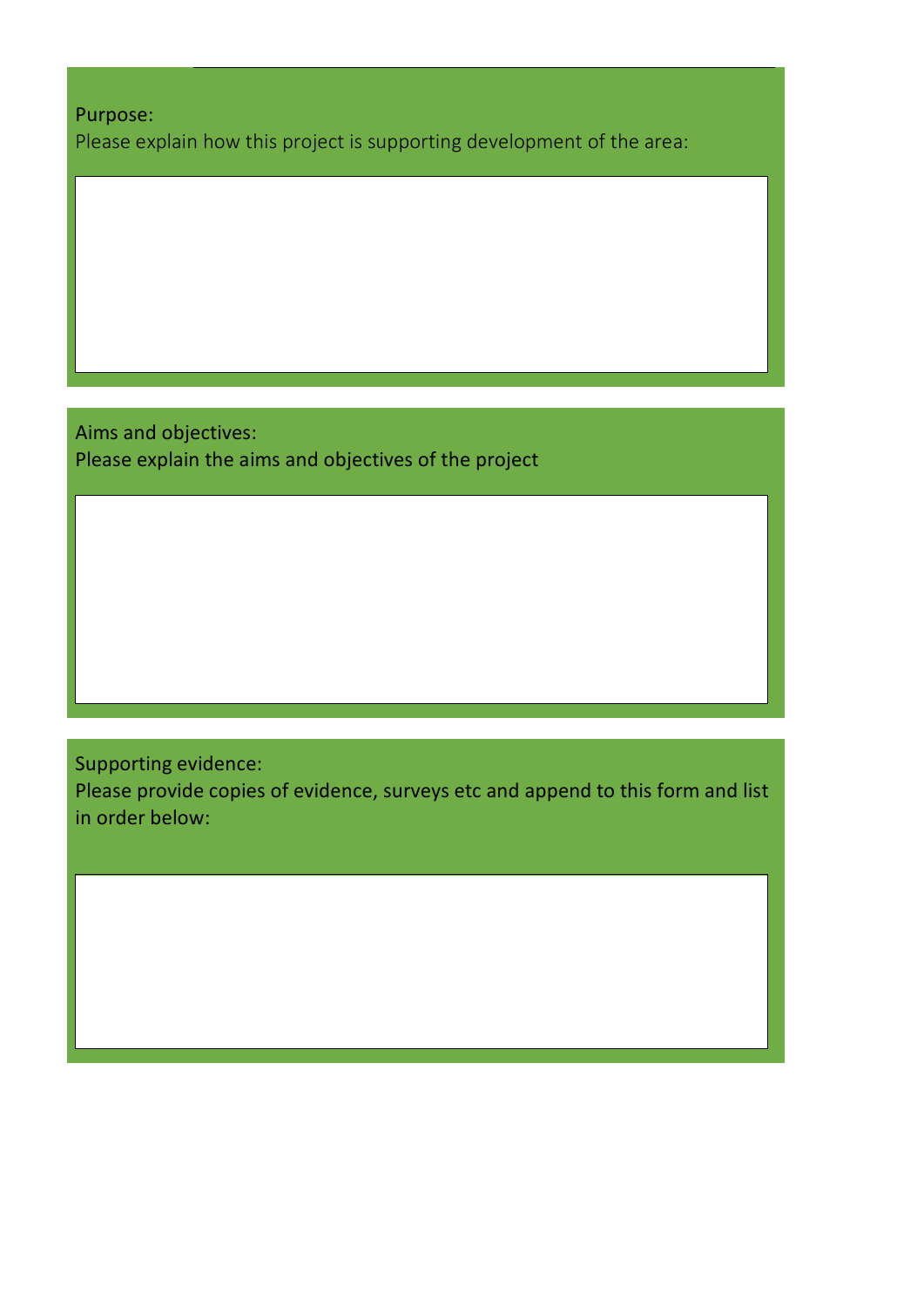Purpose:

Please explain how this project is supporting development of the area:

Aims and objectives:

Please explain the aims and objectives of the project

Supporting evidence:

Please provide copies of evidence, surveys etc and append to this form and list in order below: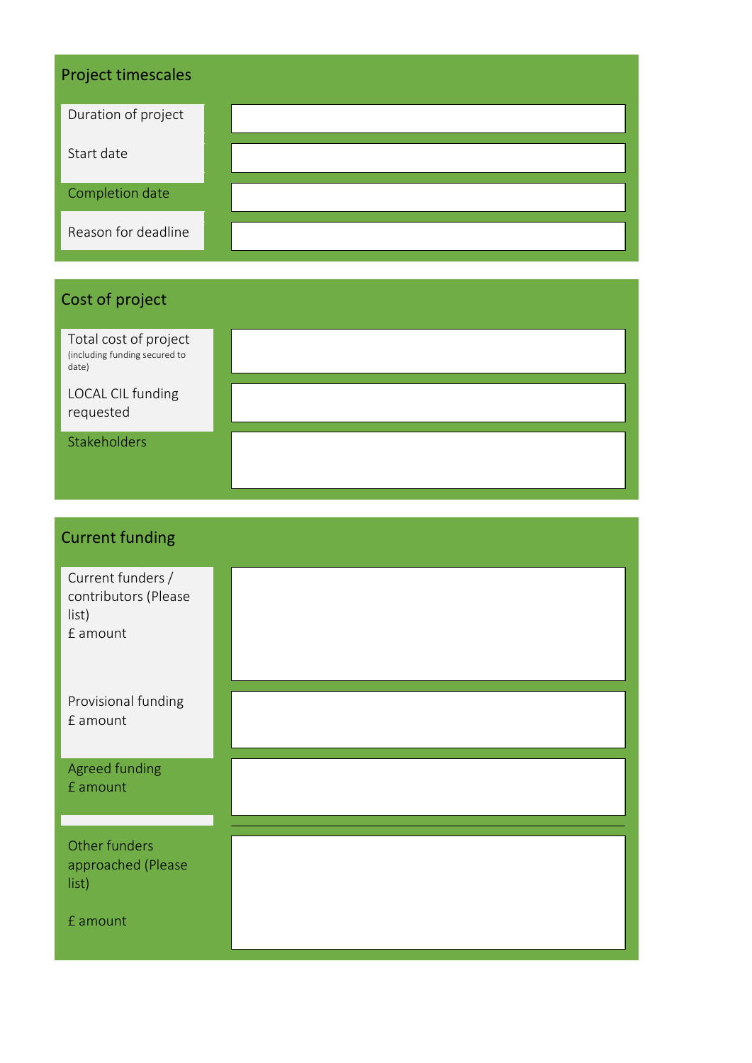## Project timescales

| | |
|---|---|
| Duration of project | |
| Start date | |
| Completion date | |
| Reason for deadline | |

## Cost of project

| | |
|---|---|
| Total cost of project (including funding secured to date) | |
| LOCAL CIL funding requested | |
| Stakeholders | |

## Current funding

| | |
|---|---|
| Current funders / contributors (Please list) £ amount | |
| Provisional funding £ amount | |
| Agreed funding £ amount | |
| Other funders approached (Please list) £ amount | |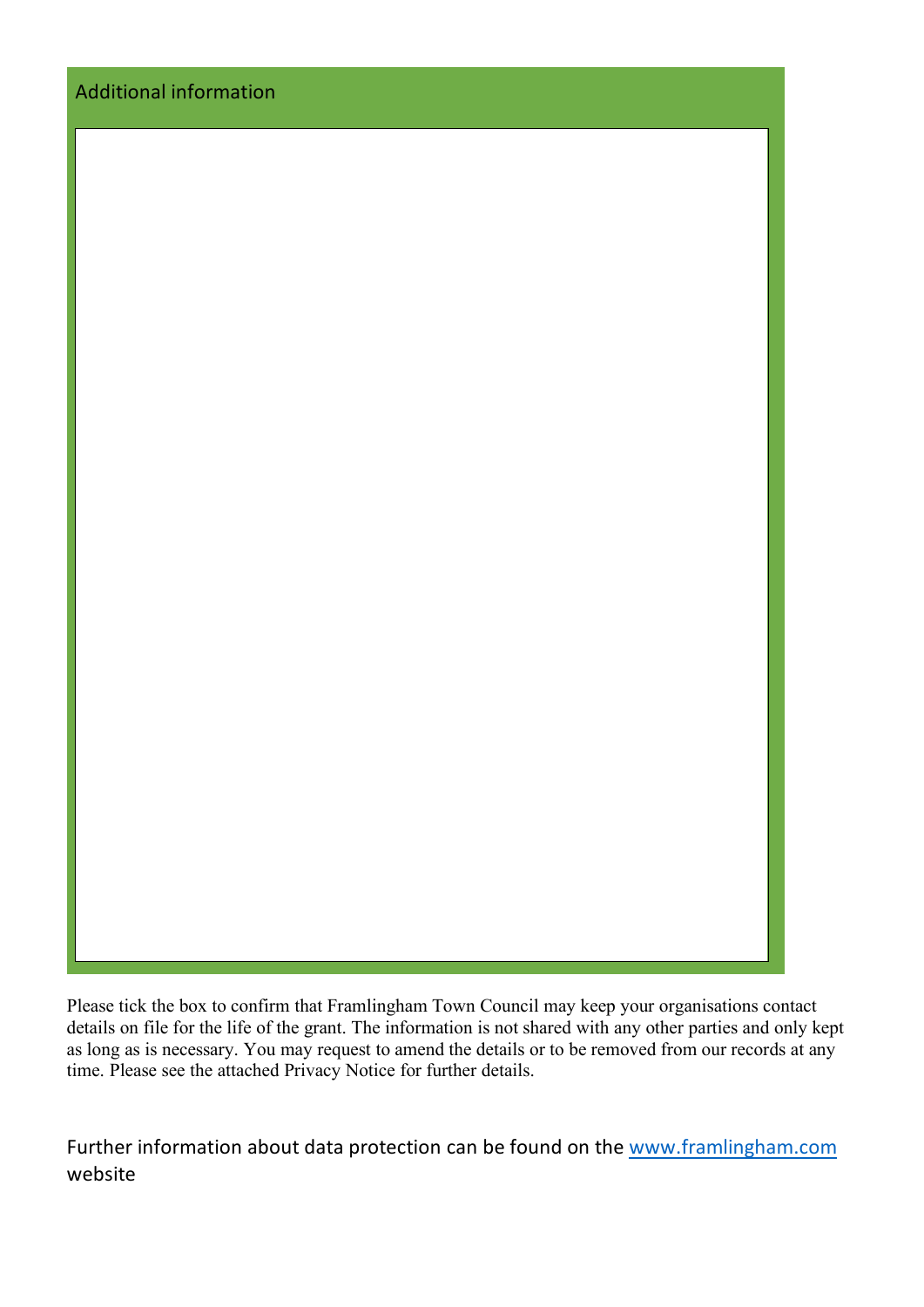## Additional information

Please tick the box to confirm that Framlingham Town Council may keep your organisations contact details on file for the life of the grant. The information is not shared with any other parties and only kept as long as is necessary. You may request to amend the details or to be removed from our records at any time. Please see the attached Privacy Notice for further details.

Further information about data protection can be found on the [www.framlingham.com](http://www.framlingham.com) website